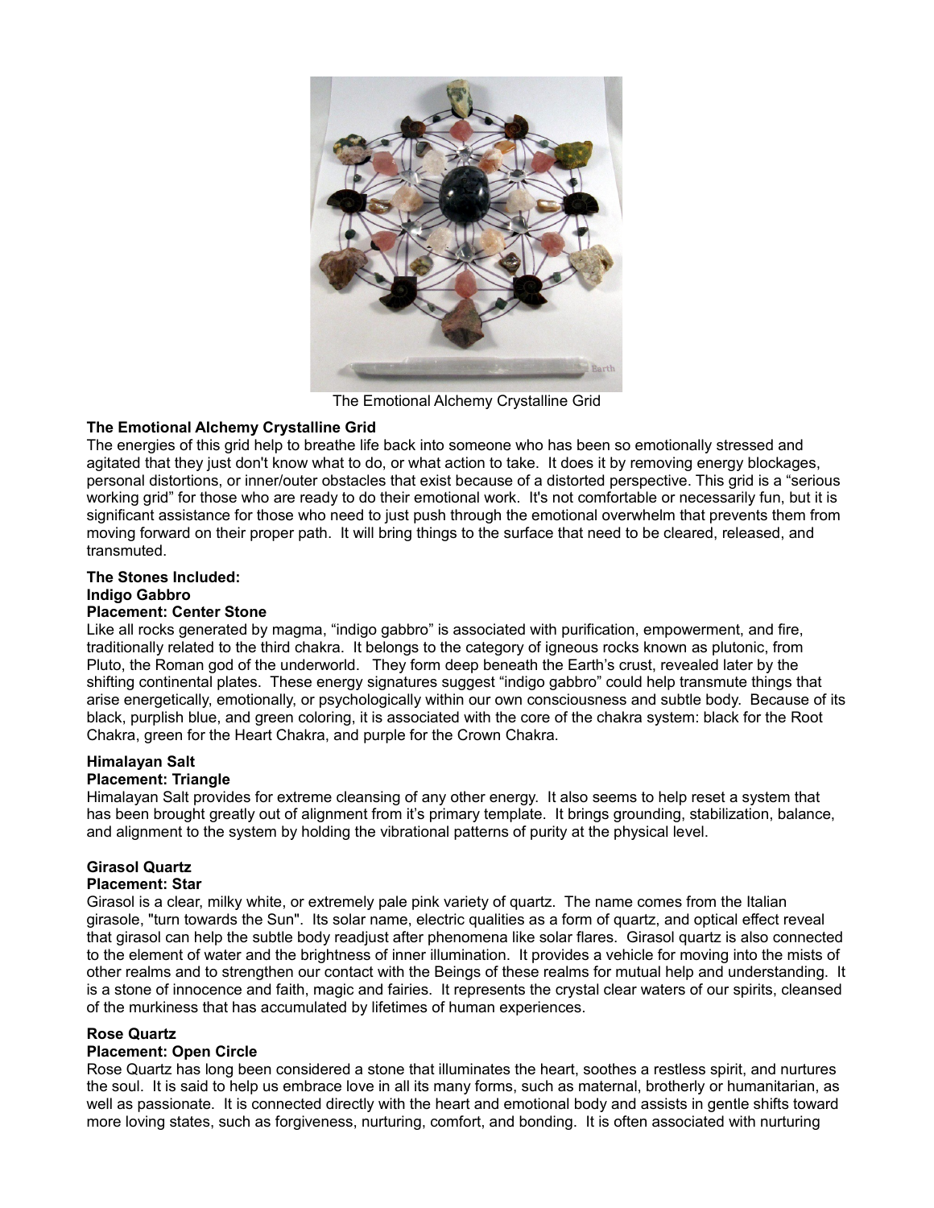The Emotional Alchemy Crystalline Grid

**The Emotional Alchemy Crystalline Grid**

The energies of this grid help to breathe life back into someone who has been so emotionally stressed and agitated that they just don't know what to do, or what action to take. It does it by removing energy blockages, personal distortions, or inner/outer obstacles that exist because of a distorted perspective. This grid is a "serious working grid" for those who are ready to do their emotional work. It's not comfortable or necessarily fun, but it is significant assistance for those who need to just push through the emotional overwhelm that prevents them from moving forward on their proper path. It will bring things to the surface that need to be cleared, released, and transmuted.

**The Stones Included:**

**Indigo Gabbro**

**Placement: Center Stone**

Like all rocks generated by magma, "indigo gabbro" is associated with purification, empowerment, and fire, traditionally related to the third chakra. It belongs to the category of igneous rocks known as plutonic, from Pluto, the Roman god of the underworld. They form deep beneath the Earth's crust, revealed later by the shifting continental plates. These energy signatures suggest "indigo gabbro" could help transmute things that arise energetically, emotionally, or psychologically within our own consciousness and subtle body. Because of its black, purplish blue, and green coloring, it is associated with the core of the chakra system: black for the Root Chakra, green for the Heart Chakra, and purple for the Crown Chakra.

**Himalayan Salt**

**Placement: Triangle**

Himalayan Salt provides for extreme cleansing of any other energy. It also seems to help reset a system that has been brought greatly out of alignment from it's primary template. It brings grounding, stabilization, balance, and alignment to the system by holding the vibrational patterns of purity at the physical level.

**Girasol Quartz**

**Placement: Star**

Girasol is a clear, milky white, or extremely pale pink variety of quartz. The name comes from the Italian girasole, "turn towards the Sun". Its solar name, electric qualities as a form of quartz, and optical effect reveal that girasol can help the subtle body readjust after phenomena like solar flares. Girasol quartz is also connected to the element of water and the brightness of inner illumination. It provides a vehicle for moving into the mists of other realms and to strengthen our contact with the Beings of these realms for mutual help and understanding. It is a stone of innocence and faith, magic and fairies. It represents the crystal clear waters of our spirits, cleansed of the murkiness that has accumulated by lifetimes of human experiences.

**Rose Quartz**

**Placement: Open Circle**

Rose Quartz has long been considered a stone that illuminates the heart, soothes a restless spirit, and nurtures the soul. It is said to help us embrace love in all its many forms, such as maternal, brotherly or humanitarian, as well as passionate. It is connected directly with the heart and emotional body and assists in gentle shifts toward more loving states, such as forgiveness, nurturing, comfort, and bonding. It is often associated with nurturing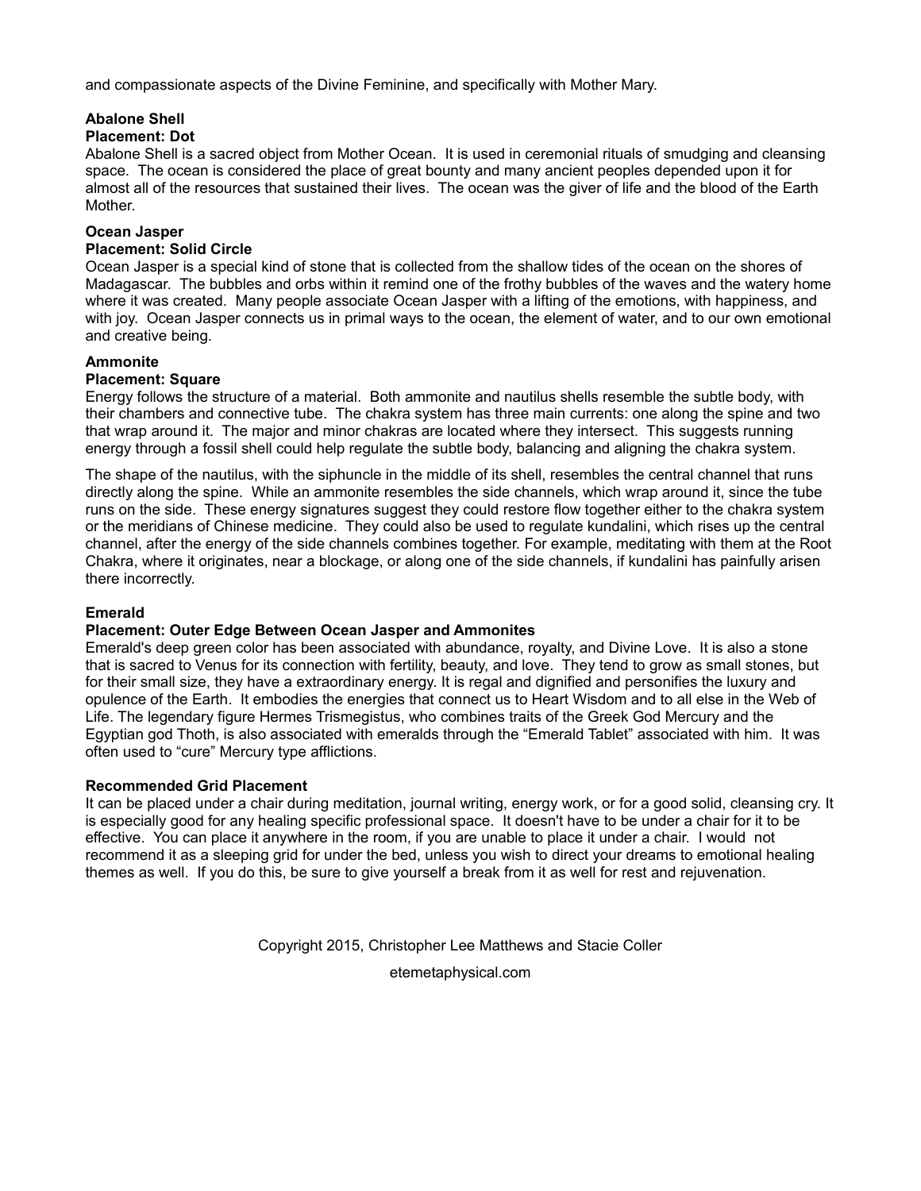and compassionate aspects of the Divine Feminine, and specifically with Mother Mary.

**Abalone Shell**
**Placement: Dot**

Abalone Shell is a sacred object from Mother Ocean. It is used in ceremonial rituals of smudging and cleansing space. The ocean is considered the place of great bounty and many ancient peoples depended upon it for almost all of the resources that sustained their lives. The ocean was the giver of life and the blood of the Earth Mother.

**Ocean Jasper**
**Placement: Solid Circle**

Ocean Jasper is a special kind of stone that is collected from the shallow tides of the ocean on the shores of Madagascar. The bubbles and orbs within it remind one of the frothy bubbles of the waves and the watery home where it was created. Many people associate Ocean Jasper with a lifting of the emotions, with happiness, and with joy. Ocean Jasper connects us in primal ways to the ocean, the element of water, and to our own emotional and creative being.

**Ammonite**
**Placement: Square**

Energy follows the structure of a material. Both ammonite and nautilus shells resemble the subtle body, with their chambers and connective tube. The chakra system has three main currents: one along the spine and two that wrap around it. The major and minor chakras are located where they intersect. This suggests running energy through a fossil shell could help regulate the subtle body, balancing and aligning the chakra system.

The shape of the nautilus, with the siphuncle in the middle of its shell, resembles the central channel that runs directly along the spine. While an ammonite resembles the side channels, which wrap around it, since the tube runs on the side. These energy signatures suggest they could restore flow together either to the chakra system or the meridians of Chinese medicine. They could also be used to regulate kundalini, which rises up the central channel, after the energy of the side channels combines together. For example, meditating with them at the Root Chakra, where it originates, near a blockage, or along one of the side channels, if kundalini has painfully arisen there incorrectly.

**Emerald**
**Placement: Outer Edge Between Ocean Jasper and Ammonites**

Emerald's deep green color has been associated with abundance, royalty, and Divine Love. It is also a stone that is sacred to Venus for its connection with fertility, beauty, and love. They tend to grow as small stones, but for their small size, they have a extraordinary energy. It is regal and dignified and personifies the luxury and opulence of the Earth. It embodies the energies that connect us to Heart Wisdom and to all else in the Web of Life. The legendary figure Hermes Trismegistus, who combines traits of the Greek God Mercury and the Egyptian god Thoth, is also associated with emeralds through the "Emerald Tablet" associated with him. It was often used to "cure" Mercury type afflictions.

**Recommended Grid Placement**

It can be placed under a chair during meditation, journal writing, energy work, or for a good solid, cleansing cry. It is especially good for any healing specific professional space. It doesn't have to be under a chair for it to be effective. You can place it anywhere in the room, if you are unable to place it under a chair. I would not recommend it as a sleeping grid for under the bed, unless you wish to direct your dreams to emotional healing themes as well. If you do this, be sure to give yourself a break from it as well for rest and rejuvenation.

Copyright 2015, Christopher Lee Matthews and Stacie Coller

etemetaphysical.com